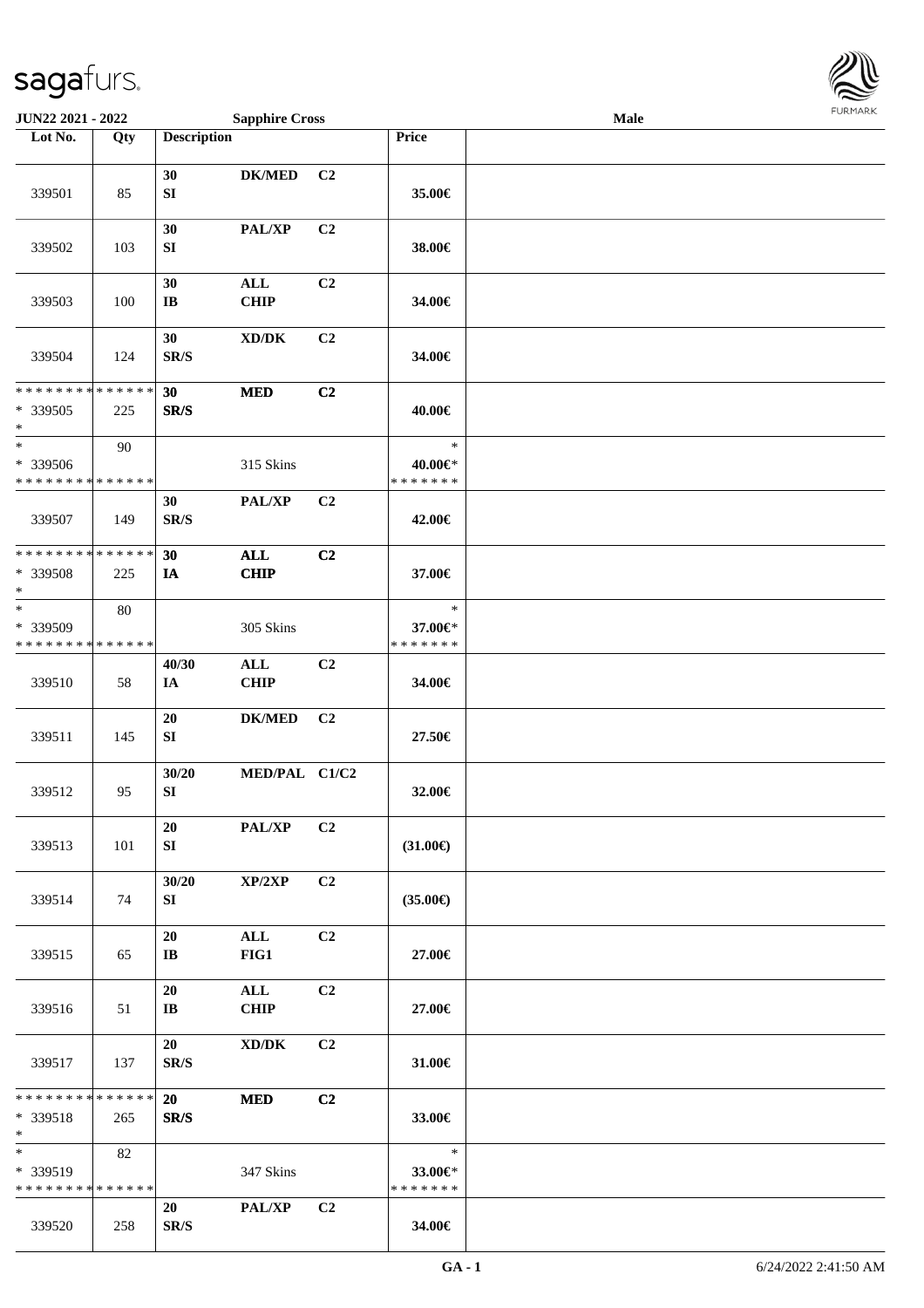sagafurs.

JUN22 2021 - 2022 | Sapphire Cross | Male

| Lot No. | Qty | Description | | | Price | |
|---|---|---|---|---|---|---|
| 339501 | 85 | 30 SI | DK/MED | C2 | 35.00€ | |
| 339502 | 103 | 30 SI | PAL/XP | C2 | 38.00€ | |
| 339503 | 100 | 30 IB | ALL CHIP | C2 | 34.00€ | |
| 339504 | 124 | 30 SR/S | XD/DK | C2 | 34.00€ | |
| * * * * * * * * * * * * * * <br>* 339505<br>* | 225 | 30 SR/S | MED | C2 | 40.00€ | |
| * <br>* 339506<br>* * * * * * * * * * * * * * | 90 | | 315 Skins | | * <br>40.00€* <br>* * * * * * * | |
| 339507 | 149 | 30 SR/S | PAL/XP | C2 | 42.00€ | |
| * * * * * * * * * * * * * * <br>* 339508<br>* | 225 | 30 IA | ALL CHIP | C2 | 37.00€ | |
| * <br>* 339509<br>* * * * * * * * * * * * * * | 80 | | 305 Skins | | * <br>37.00€* <br>* * * * * * * | |
| 339510 | 58 | 40/30 IA | ALL CHIP | C2 | 34.00€ | |
| 339511 | 145 | 20 SI | DK/MED | C2 | 27.50€ | |
| 339512 | 95 | 30/20 SI | MED/PAL | C1/C2 | 32.00€ | |
| 339513 | 101 | 20 SI | PAL/XP | C2 | (31.00€) | |
| 339514 | 74 | 30/20 SI | XP/2XP | C2 | (35.00€) | |
| 339515 | 65 | 20 IB | ALL FIG1 | C2 | 27.00€ | |
| 339516 | 51 | 20 IB | ALL CHIP | C2 | 27.00€ | |
| 339517 | 137 | 20 SR/S | XD/DK | C2 | 31.00€ | |
| * * * * * * * * * * * * * * <br>* 339518<br>* | 265 | 20 SR/S | MED | C2 | 33.00€ | |
| * <br>* 339519<br>* * * * * * * * * * * * * * | 82 | | 347 Skins | | * <br>33.00€* <br>* * * * * * * | |
| 339520 | 258 | 20 SR/S | PAL/XP | C2 | 34.00€ | |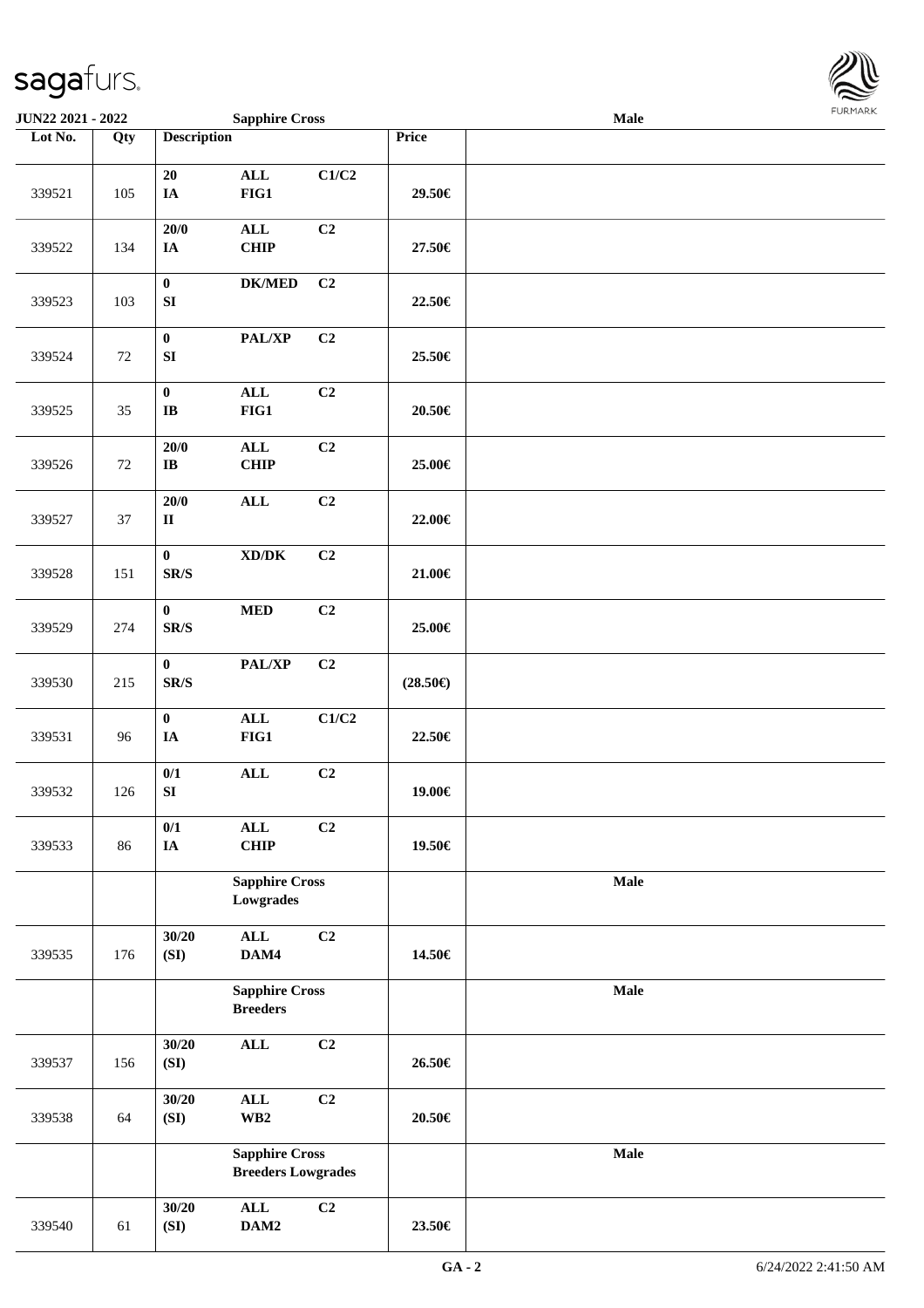| Lot No. | Qty | Description | | | Price | |
|---|---|---|---|---|---|---|
| 339521 | 105 | 20<br>IA | ALL<br>FIG1 | C1/C2 | 29.50€ | |
| 339522 | 134 | 20/0<br>IA | ALL<br>CHIP | C2 | 27.50€ | |
| 339523 | 103 | 0<br>SI | DK/MED | C2 | 22.50€ | |
| 339524 | 72 | 0<br>SI | PAL/XP | C2 | 25.50€ | |
| 339525 | 35 | 0<br>IB | ALL<br>FIG1 | C2 | 20.50€ | |
| 339526 | 72 | 20/0<br>IB | ALL<br>CHIP | C2 | 25.00€ | |
| 339527 | 37 | 20/0<br>II | ALL | C2 | 22.00€ | |
| 339528 | 151 | 0<br>SR/S | XD/DK | C2 | 21.00€ | |
| 339529 | 274 | 0<br>SR/S | MED | C2 | 25.00€ | |
| 339530 | 215 | 0<br>SR/S | PAL/XP | C2 | (28.50€) | |
| 339531 | 96 | 0<br>IA | ALL<br>FIG1 | C1/C2 | 22.50€ | |
| 339532 | 126 | 0/1<br>SI | ALL | C2 | 19.00€ | |
| 339533 | 86 | 0/1<br>IA | ALL<br>CHIP | C2 | 19.50€ | |
| | | Sapphire Cross<br>Lowgrades | | | | Male |
| 339535 | 176 | 30/20<br>(SI) | ALL<br>DAM4 | C2 | 14.50€ | |
| | | Sapphire Cross<br>Breeders | | | | Male |
| 339537 | 156 | 30/20<br>(SI) | ALL | C2 | 26.50€ | |
| 339538 | 64 | 30/20<br>(SI) | ALL<br>WB2 | C2 | 20.50€ | |
| | | Sapphire Cross<br>Breeders Lowgrades | | | | Male |
| 339540 | 61 | 30/20<br>(SI) | ALL<br>DAM2 | C2 | 23.50€ | |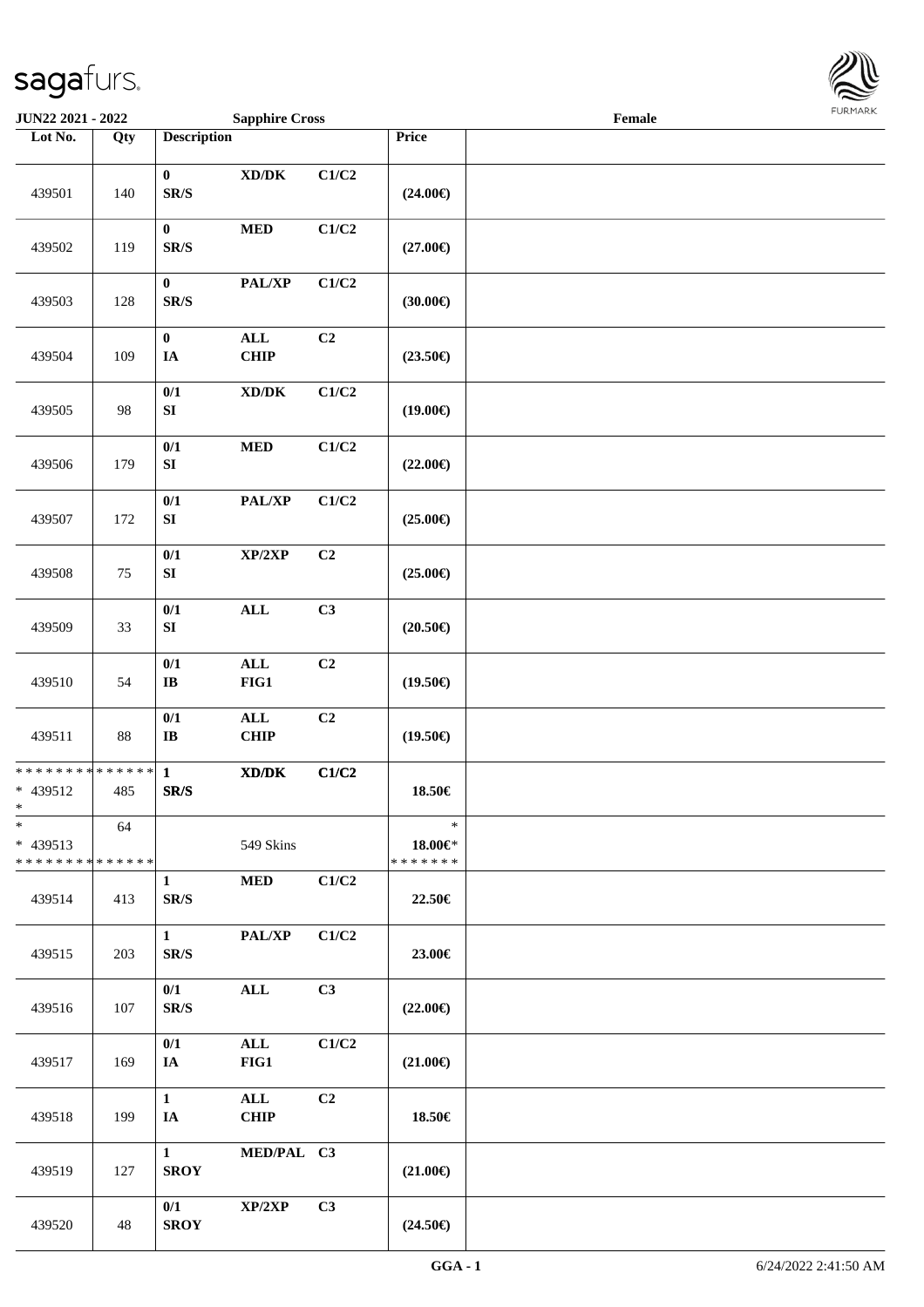| Lot No. | Qty | Description | | | Price | |
|---|---|---|---|---|---|---|
| 439501 | 140 | 0 SR/S | XD/DK | C1/C2 | (24.00€) | |
| 439502 | 119 | 0 SR/S | MED | C1/C2 | (27.00€) | |
| 439503 | 128 | 0 SR/S | PAL/XP | C1/C2 | (30.00€) | |
| 439504 | 109 | 0 IA | ALL CHIP | C2 | (23.50€) | |
| 439505 | 98 | 0/1 SI | XD/DK | C1/C2 | (19.00€) | |
| 439506 | 179 | 0/1 SI | MED | C1/C2 | (22.00€) | |
| 439507 | 172 | 0/1 SI | PAL/XP | C1/C2 | (25.00€) | |
| 439508 | 75 | 0/1 SI | XP/2XP | C2 | (25.00€) | |
| 439509 | 33 | 0/1 SI | ALL | C3 | (20.50€) | |
| 439510 | 54 | 0/1 IB | ALL FIG1 | C2 | (19.50€) | |
| 439511 | 88 | 0/1 IB | ALL CHIP | C2 | (19.50€) | |
| * * * * * * * * * * * * * * * 439512 * | 485 | 1 SR/S | XD/DK | C1/C2 | 18.50€ | |
| * * 439513 * * * * * * * * * * * * * * | 64 | | 549 Skins | | * 18.00€* * * * * * * * | |
| 439514 | 413 | 1 SR/S | MED | C1/C2 | 22.50€ | |
| 439515 | 203 | 1 SR/S | PAL/XP | C1/C2 | 23.00€ | |
| 439516 | 107 | 0/1 SR/S | ALL | C3 | (22.00€) | |
| 439517 | 169 | 0/1 IA | ALL FIG1 | C1/C2 | (21.00€) | |
| 439518 | 199 | 1 IA | ALL CHIP | C2 | 18.50€ | |
| 439519 | 127 | 1 SROY | MED/PAL | C3 | (21.00€) | |
| 439520 | 48 | 0/1 SROY | XP/2XP | C3 | (24.50€) | |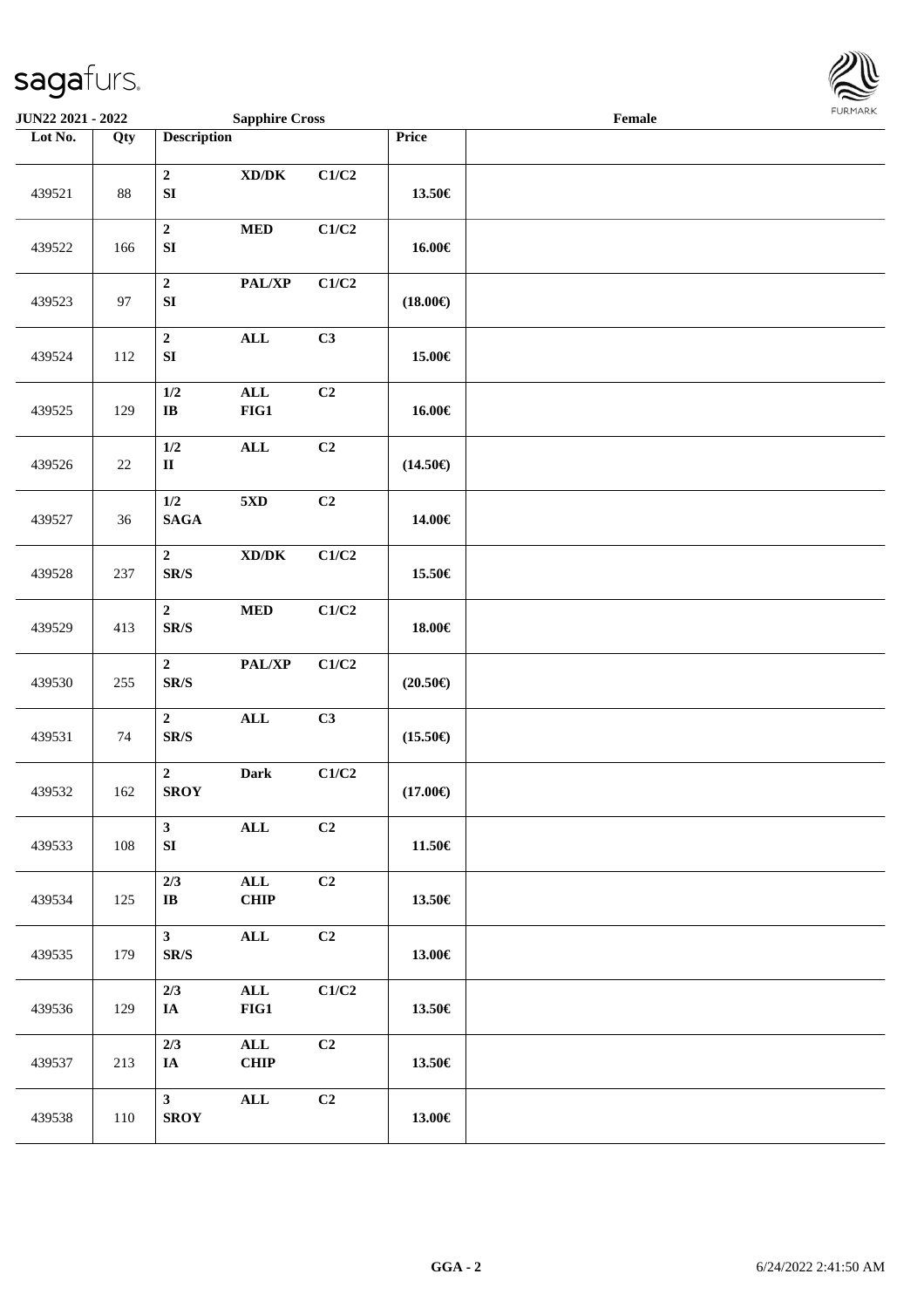**JUN22 2021 - 2022** **Sapphire Cross** **Female**

| Lot No. | Qty | Description | | | Price | |
|---|---|---|---|---|---|---|
| 439521 | 88 | 2 SI | XD/DK | C1/C2 | 13.50€ | |
| 439522 | 166 | 2 SI | MED | C1/C2 | 16.00€ | |
| 439523 | 97 | 2 SI | PAL/XP | C1/C2 | (18.00€) | |
| 439524 | 112 | 2 SI | ALL | C3 | 15.00€ | |
| 439525 | 129 | 1/2 IB | ALL FIG1 | C2 | 16.00€ | |
| 439526 | 22 | 1/2 II | ALL | C2 | (14.50€) | |
| 439527 | 36 | 1/2 SAGA | 5XD | C2 | 14.00€ | |
| 439528 | 237 | 2 SR/S | XD/DK | C1/C2 | 15.50€ | |
| 439529 | 413 | 2 SR/S | MED | C1/C2 | 18.00€ | |
| 439530 | 255 | 2 SR/S | PAL/XP | C1/C2 | (20.50€) | |
| 439531 | 74 | 2 SR/S | ALL | C3 | (15.50€) | |
| 439532 | 162 | 2 SROY | Dark | C1/C2 | (17.00€) | |
| 439533 | 108 | 3 SI | ALL | C2 | 11.50€ | |
| 439534 | 125 | 2/3 IB | ALL CHIP | C2 | 13.50€ | |
| 439535 | 179 | 3 SR/S | ALL | C2 | 13.00€ | |
| 439536 | 129 | 2/3 IA | ALL FIG1 | C1/C2 | 13.50€ | |
| 439537 | 213 | 2/3 IA | ALL CHIP | C2 | 13.50€ | |
| 439538 | 110 | 3 SROY | ALL | C2 | 13.00€ | |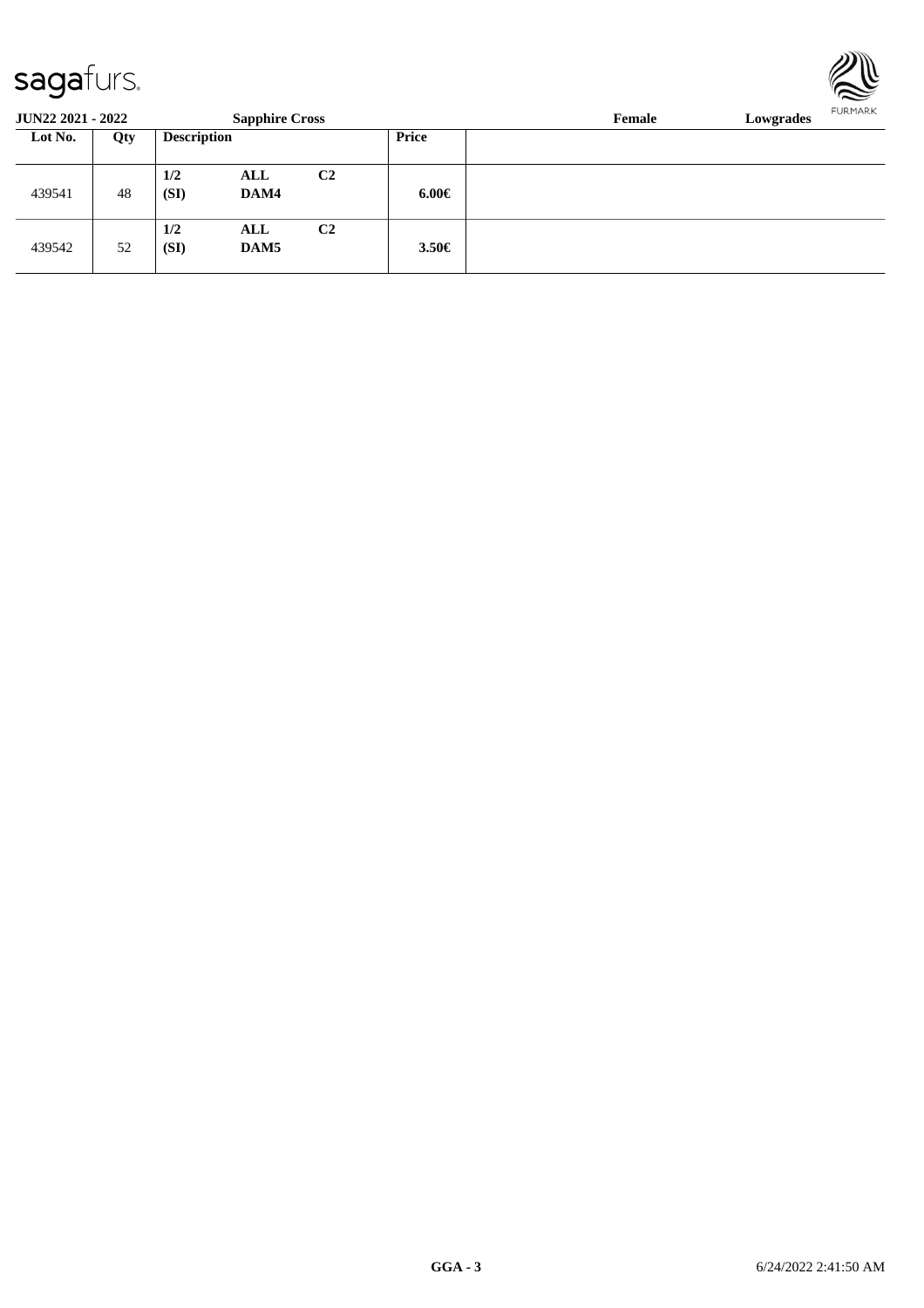| Lot No. | Qty | Description | | | Price |
|---|---|---|---|---|---|
| 439541 | 48 | 1/2 (SI) | ALL DAM4 | C2 | 6.00€ |
| 439542 | 52 | 1/2 (SI) | ALL DAM5 | C2 | 3.50€ |